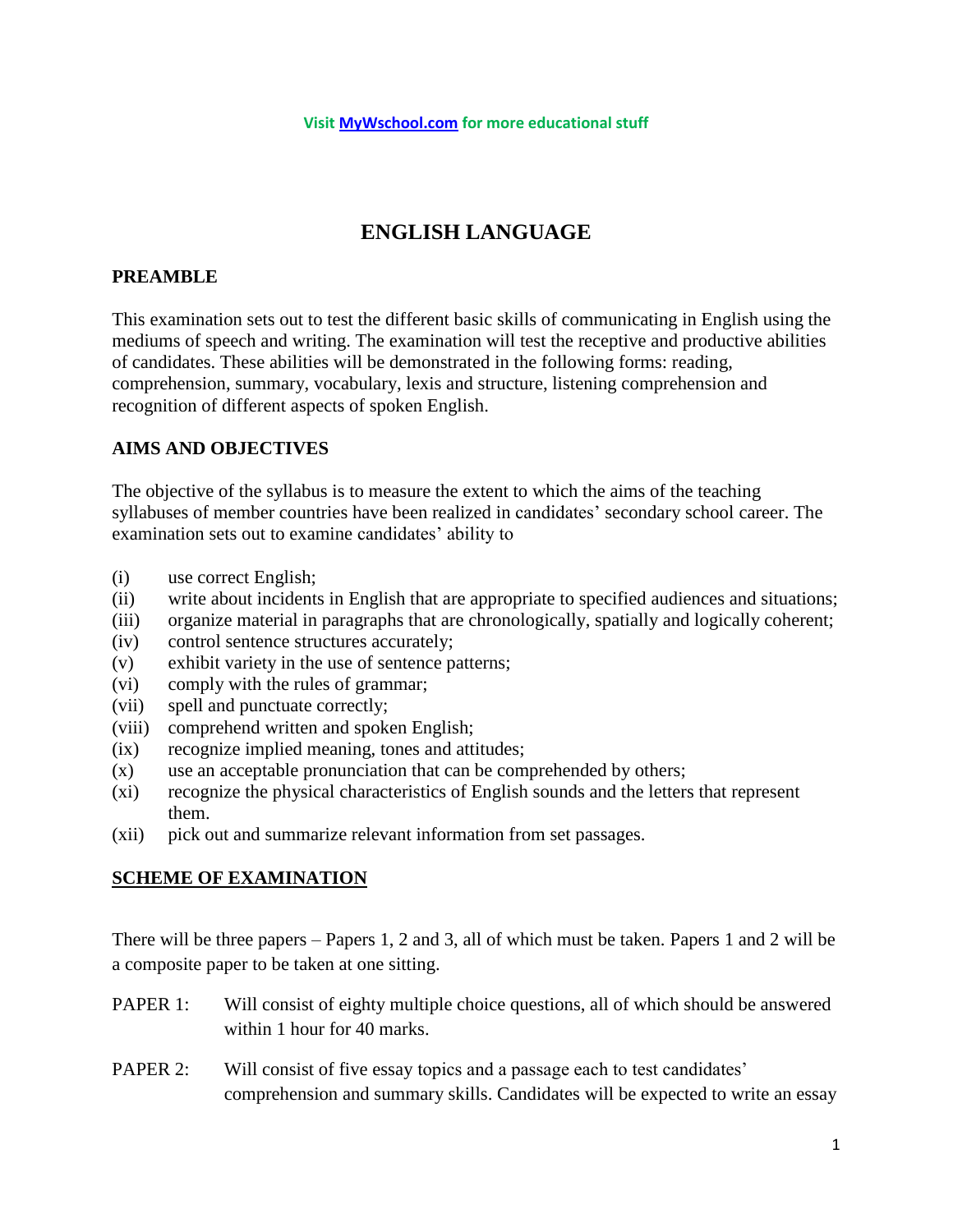Visit MyWschool.com for more educational stuff

# ENGLISH LANGUAGE

## PREAMBLE

This examination sets out to test the different basic skills of communicating in English using the mediums of speech and writing. The examination will test the receptive and productive abilities of candidates. These abilities will be demonstrated in the following forms: reading, comprehension, summary, vocabulary, lexis and structure, listening comprehension and recognition of different aspects of spoken English.

## AIMS AND OBJECTIVES

The objective of the syllabus is to measure the extent to which the aims of the teaching syllabuses of member countries have been realized in candidates' secondary school career. The examination sets out to examine candidates' ability to

(i) use correct English;
(ii) write about incidents in English that are appropriate to specified audiences and situations;
(iii) organize material in paragraphs that are chronologically, spatially and logically coherent;
(iv) control sentence structures accurately;
(v) exhibit variety in the use of sentence patterns;
(vi) comply with the rules of grammar;
(vii) spell and punctuate correctly;
(viii) comprehend written and spoken English;
(ix) recognize implied meaning, tones and attitudes;
(x) use an acceptable pronunciation that can be comprehended by others;
(xi) recognize the physical characteristics of English sounds and the letters that represent them.
(xii) pick out and summarize relevant information from set passages.

## SCHEME OF EXAMINATION

There will be three papers – Papers 1, 2 and 3, all of which must be taken. Papers 1 and 2 will be a composite paper to be taken at one sitting.

PAPER 1: Will consist of eighty multiple choice questions, all of which should be answered within 1 hour for 40 marks.

PAPER 2: Will consist of five essay topics and a passage each to test candidates' comprehension and summary skills. Candidates will be expected to write an essay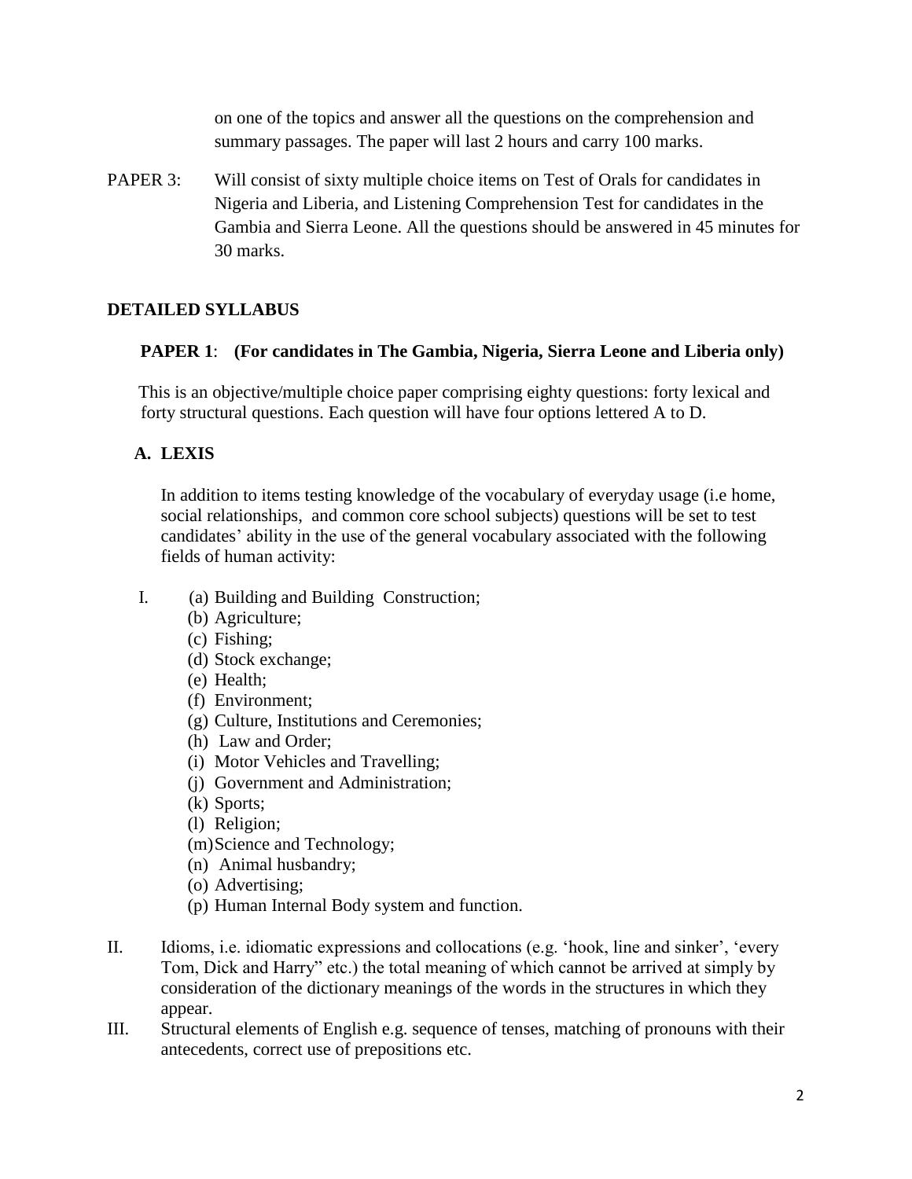on one of the topics and answer all the questions on the comprehension and summary passages. The paper will last 2 hours and carry 100 marks.

PAPER 3: Will consist of sixty multiple choice items on Test of Orals for candidates in Nigeria and Liberia, and Listening Comprehension Test for candidates in the Gambia and Sierra Leone. All the questions should be answered in 45 minutes for 30 marks.

## DETAILED SYLLABUS

### PAPER 1: (For candidates in The Gambia, Nigeria, Sierra Leone and Liberia only)

This is an objective/multiple choice paper comprising eighty questions: forty lexical and forty structural questions. Each question will have four options lettered A to D.

### A. LEXIS

In addition to items testing knowledge of the vocabulary of everyday usage (i.e home, social relationships, and common core school subjects) questions will be set to test candidates' ability in the use of the general vocabulary associated with the following fields of human activity:

I. (a) Building and Building Construction;
   (b) Agriculture;
   (c) Fishing;
   (d) Stock exchange;
   (e) Health;
   (f) Environment;
   (g) Culture, Institutions and Ceremonies;
   (h) Law and Order;
   (i) Motor Vehicles and Travelling;
   (j) Government and Administration;
   (k) Sports;
   (l) Religion;
   (m) Science and Technology;
   (n) Animal husbandry;
   (o) Advertising;
   (p) Human Internal Body system and function.

II. Idioms, i.e. idiomatic expressions and collocations (e.g. 'hook, line and sinker', 'every Tom, Dick and Harry" etc.) the total meaning of which cannot be arrived at simply by consideration of the dictionary meanings of the words in the structures in which they appear.

III. Structural elements of English e.g. sequence of tenses, matching of pronouns with their antecedents, correct use of prepositions etc.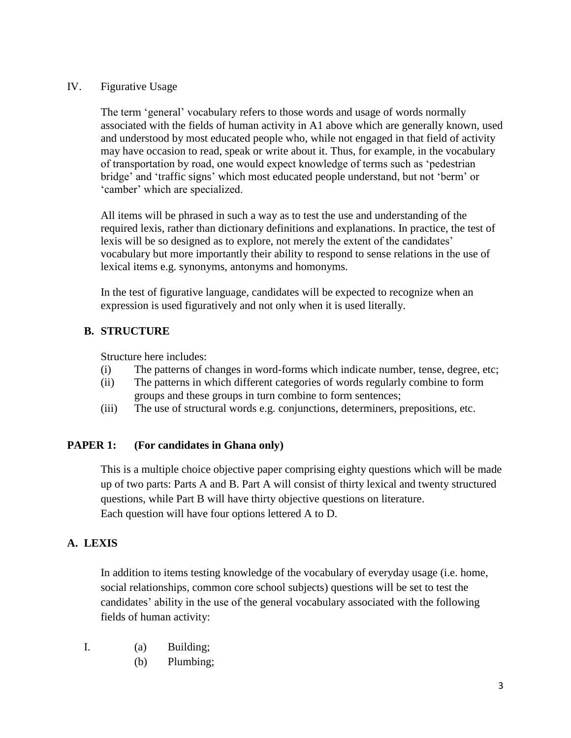IV. Figurative Usage

The term 'general' vocabulary refers to those words and usage of words normally associated with the fields of human activity in A1 above which are generally known, used and understood by most educated people who, while not engaged in that field of activity may have occasion to read, speak or write about it. Thus, for example, in the vocabulary of transportation by road, one would expect knowledge of terms such as 'pedestrian bridge' and 'traffic signs' which most educated people understand, but not 'berm' or 'camber' which are specialized.

All items will be phrased in such a way as to test the use and understanding of the required lexis, rather than dictionary definitions and explanations. In practice, the test of lexis will be so designed as to explore, not merely the extent of the candidates' vocabulary but more importantly their ability to respond to sense relations in the use of lexical items e.g. synonyms, antonyms and homonyms.

In the test of figurative language, candidates will be expected to recognize when an expression is used figuratively and not only when it is used literally.

## B. STRUCTURE

Structure here includes:

(i) The patterns of changes in word-forms which indicate number, tense, degree, etc;
(ii) The patterns in which different categories of words regularly combine to form groups and these groups in turn combine to form sentences;
(iii) The use of structural words e.g. conjunctions, determiners, prepositions, etc.

## PAPER 1: (For candidates in Ghana only)

This is a multiple choice objective paper comprising eighty questions which will be made up of two parts: Parts A and B. Part A will consist of thirty lexical and twenty structured questions, while Part B will have thirty objective questions on literature.
Each question will have four options lettered A to D.

## A. LEXIS

In addition to items testing knowledge of the vocabulary of everyday usage (i.e. home, social relationships, common core school subjects) questions will be set to test the candidates' ability in the use of the general vocabulary associated with the following fields of human activity:

I. (a) Building;
   (b) Plumbing;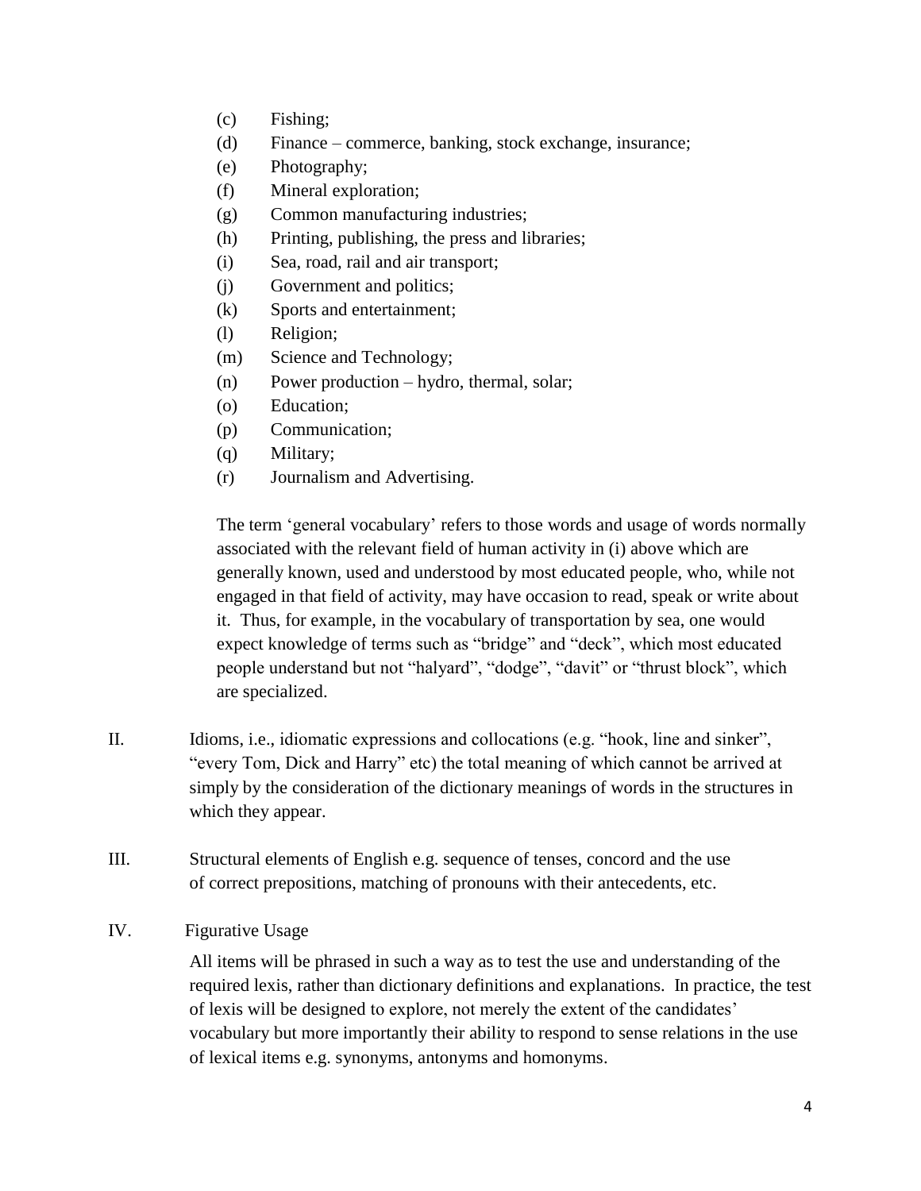(c) Fishing;
(d) Finance – commerce, banking, stock exchange, insurance;
(e) Photography;
(f) Mineral exploration;
(g) Common manufacturing industries;
(h) Printing, publishing, the press and libraries;
(i) Sea, road, rail and air transport;
(j) Government and politics;
(k) Sports and entertainment;
(l) Religion;
(m) Science and Technology;
(n) Power production – hydro, thermal, solar;
(o) Education;
(p) Communication;
(q) Military;
(r) Journalism and Advertising.

The term 'general vocabulary' refers to those words and usage of words normally associated with the relevant field of human activity in (i) above which are generally known, used and understood by most educated people, who, while not engaged in that field of activity, may have occasion to read, speak or write about it. Thus, for example, in the vocabulary of transportation by sea, one would expect knowledge of terms such as "bridge" and "deck", which most educated people understand but not "halyard", "dodge", "davit" or "thrust block", which are specialized.

II. Idioms, i.e., idiomatic expressions and collocations (e.g. "hook, line and sinker", "every Tom, Dick and Harry" etc) the total meaning of which cannot be arrived at simply by the consideration of the dictionary meanings of words in the structures in which they appear.

III. Structural elements of English e.g. sequence of tenses, concord and the use of correct prepositions, matching of pronouns with their antecedents, etc.

IV. Figurative Usage

All items will be phrased in such a way as to test the use and understanding of the required lexis, rather than dictionary definitions and explanations. In practice, the test of lexis will be designed to explore, not merely the extent of the candidates' vocabulary but more importantly their ability to respond to sense relations in the use of lexical items e.g. synonyms, antonyms and homonyms.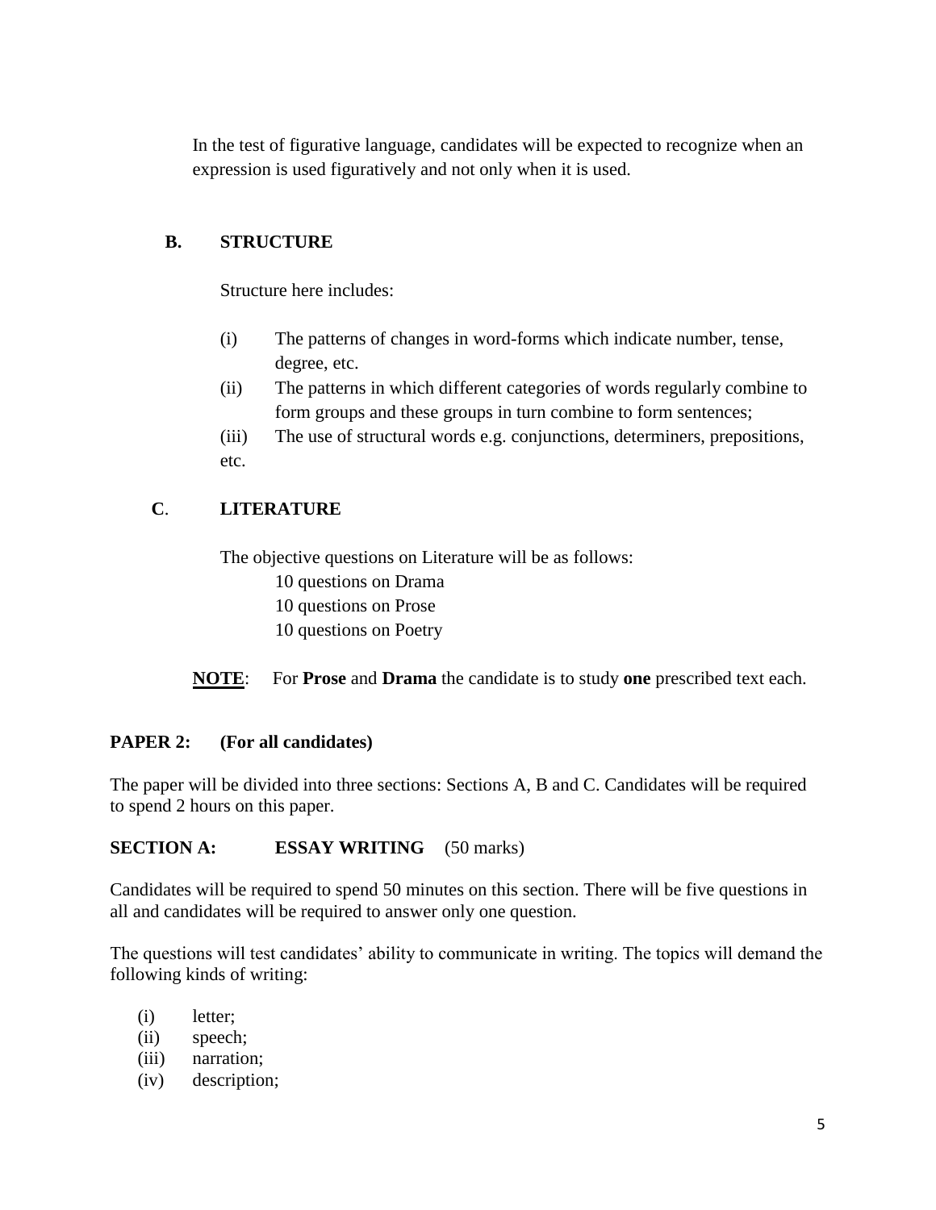In the test of figurative language, candidates will be expected to recognize when an expression is used figuratively and not only when it is used.

### B. STRUCTURE

Structure here includes:

(i) The patterns of changes in word-forms which indicate number, tense, degree, etc.

(ii) The patterns in which different categories of words regularly combine to form groups and these groups in turn combine to form sentences;

(iii) The use of structural words e.g. conjunctions, determiners, prepositions, etc.

### C. LITERATURE

The objective questions on Literature will be as follows:

10 questions on Drama
10 questions on Prose
10 questions on Poetry

**NOTE**: For **Prose** and **Drama** the candidate is to study **one** prescribed text each.

## PAPER 2: (For all candidates)

The paper will be divided into three sections: Sections A, B and C. Candidates will be required to spend 2 hours on this paper.

### SECTION A: ESSAY WRITING (50 marks)

Candidates will be required to spend 50 minutes on this section. There will be five questions in all and candidates will be required to answer only one question.

The questions will test candidates' ability to communicate in writing. The topics will demand the following kinds of writing:

(i) letter;
(ii) speech;
(iii) narration;
(iv) description;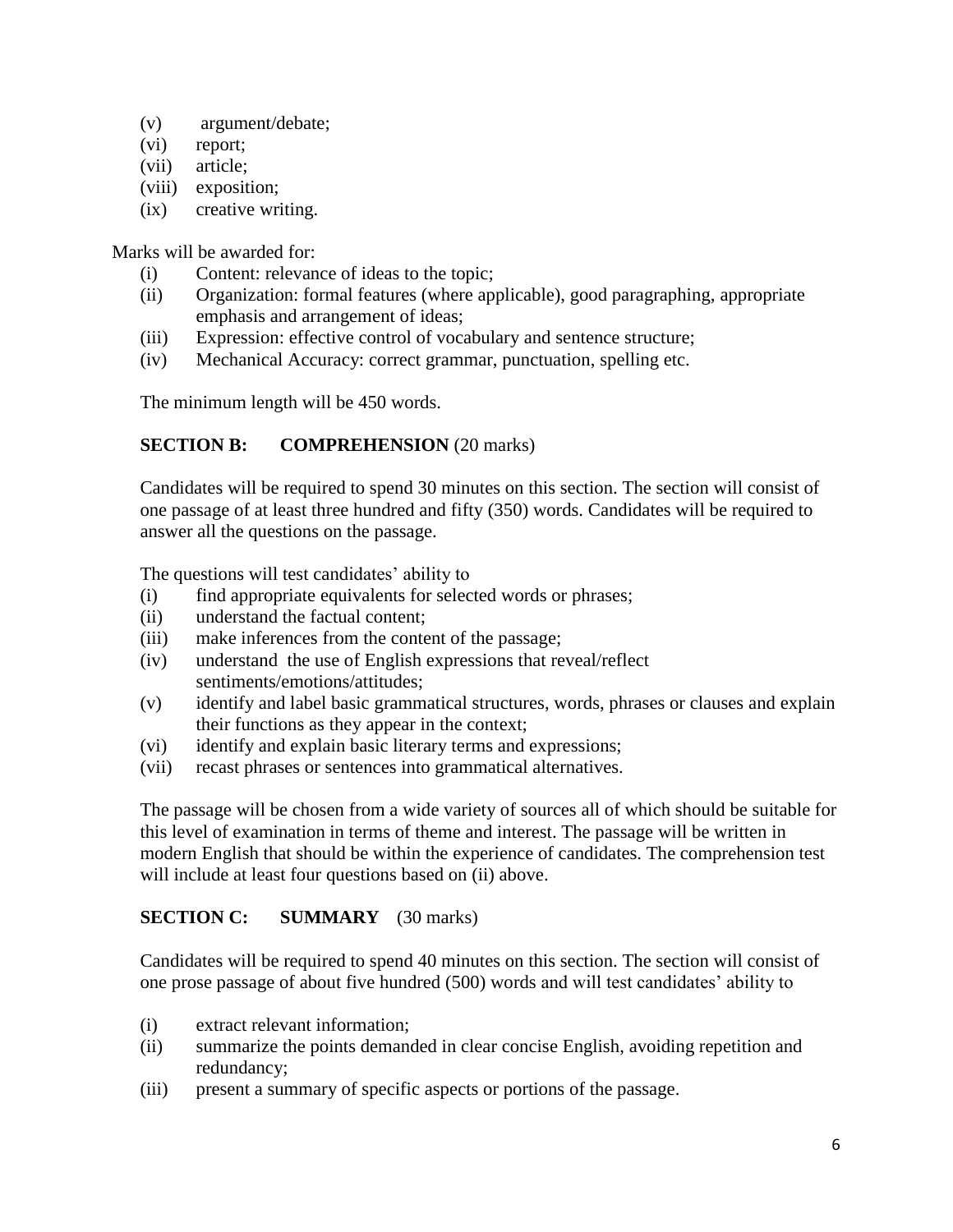(v) argument/debate;
(vi) report;
(vii) article;
(viii) exposition;
(ix) creative writing.

Marks will be awarded for:

(i) Content: relevance of ideas to the topic;
(ii) Organization: formal features (where applicable), good paragraphing, appropriate emphasis and arrangement of ideas;
(iii) Expression: effective control of vocabulary and sentence structure;
(iv) Mechanical Accuracy: correct grammar, punctuation, spelling etc.

The minimum length will be 450 words.

## SECTION B: COMPREHENSION (20 marks)

Candidates will be required to spend 30 minutes on this section. The section will consist of one passage of at least three hundred and fifty (350) words. Candidates will be required to answer all the questions on the passage.

The questions will test candidates' ability to

(i) find appropriate equivalents for selected words or phrases;
(ii) understand the factual content;
(iii) make inferences from the content of the passage;
(iv) understand the use of English expressions that reveal/reflect sentiments/emotions/attitudes;
(v) identify and label basic grammatical structures, words, phrases or clauses and explain their functions as they appear in the context;
(vi) identify and explain basic literary terms and expressions;
(vii) recast phrases or sentences into grammatical alternatives.

The passage will be chosen from a wide variety of sources all of which should be suitable for this level of examination in terms of theme and interest. The passage will be written in modern English that should be within the experience of candidates. The comprehension test will include at least four questions based on (ii) above.

## SECTION C: SUMMARY (30 marks)

Candidates will be required to spend 40 minutes on this section. The section will consist of one prose passage of about five hundred (500) words and will test candidates' ability to

(i) extract relevant information;
(ii) summarize the points demanded in clear concise English, avoiding repetition and redundancy;
(iii) present a summary of specific aspects or portions of the passage.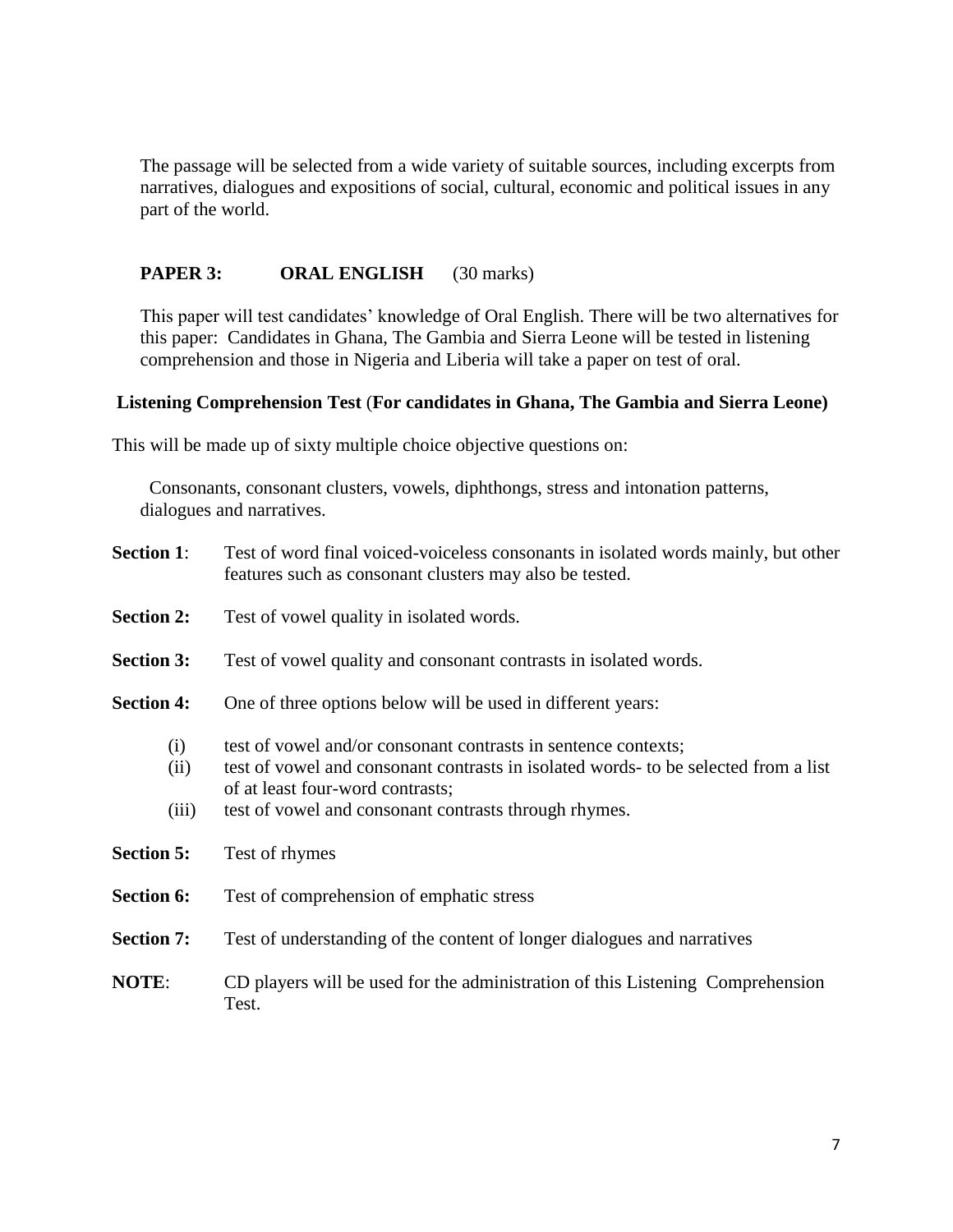The passage will be selected from a wide variety of suitable sources, including excerpts from narratives, dialogues and expositions of social, cultural, economic and political issues in any part of the world.

## PAPER 3: ORAL ENGLISH (30 marks)

This paper will test candidates' knowledge of Oral English. There will be two alternatives for this paper: Candidates in Ghana, The Gambia and Sierra Leone will be tested in listening comprehension and those in Nigeria and Liberia will take a paper on test of oral.

### Listening Comprehension Test (For candidates in Ghana, The Gambia and Sierra Leone)

This will be made up of sixty multiple choice objective questions on:

Consonants, consonant clusters, vowels, diphthongs, stress and intonation patterns, dialogues and narratives.

**Section 1**: Test of word final voiced-voiceless consonants in isolated words mainly, but other features such as consonant clusters may also be tested.

**Section 2:** Test of vowel quality in isolated words.

**Section 3:** Test of vowel quality and consonant contrasts in isolated words.

**Section 4:** One of three options below will be used in different years:

- (i) test of vowel and/or consonant contrasts in sentence contexts;
- (ii) test of vowel and consonant contrasts in isolated words- to be selected from a list of at least four-word contrasts;
- (iii) test of vowel and consonant contrasts through rhymes.

**Section 5:** Test of rhymes

**Section 6:** Test of comprehension of emphatic stress

**Section 7:** Test of understanding of the content of longer dialogues and narratives

**NOTE**: CD players will be used for the administration of this Listening Comprehension Test.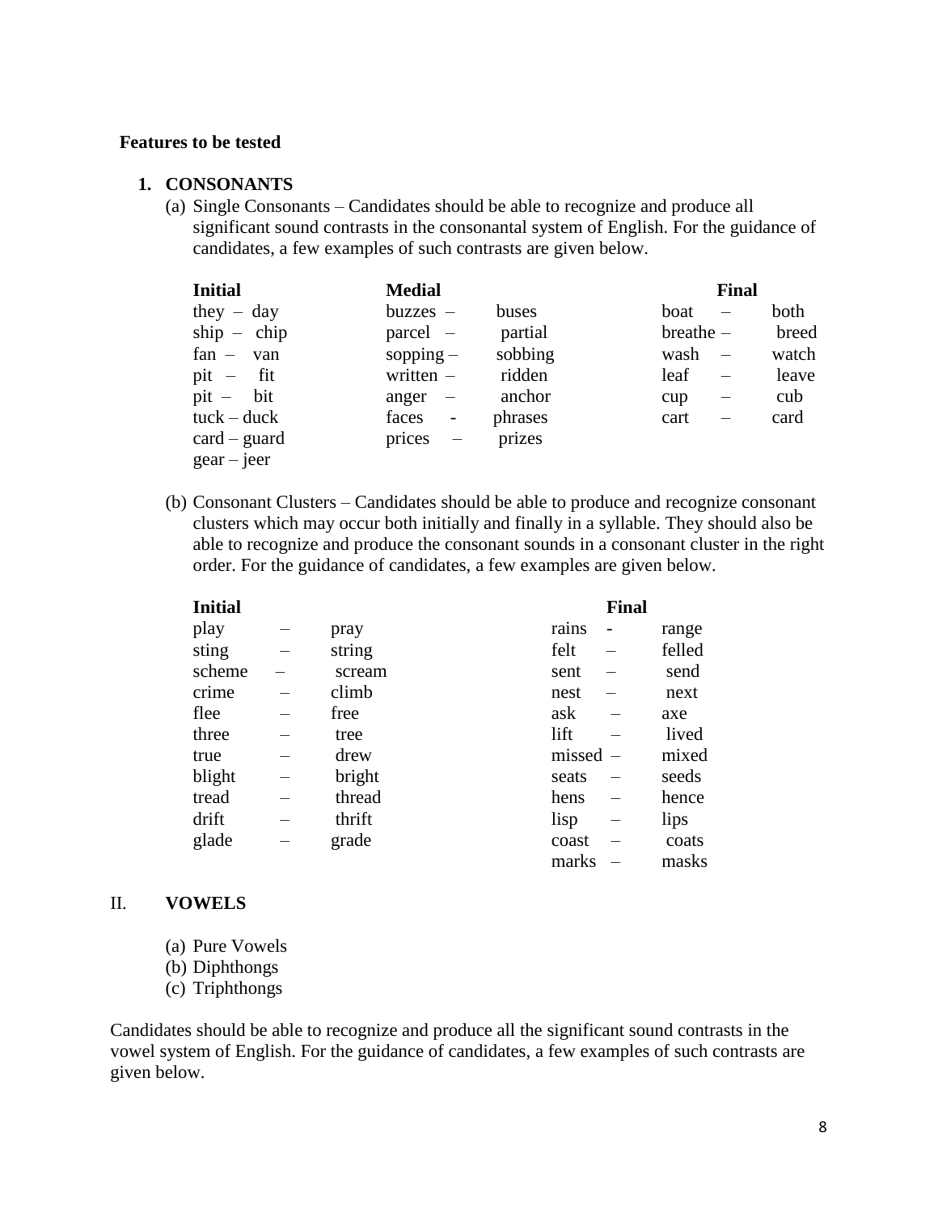**Features to be tested**

1. **CONSONANTS**

   (a) Single Consonants – Candidates should be able to recognize and produce all significant sound contrasts in the consonantal system of English. For the guidance of candidates, a few examples of such contrasts are given below.

| Initial | Medial | Final |
|---|---|---|
| they – day | buzzes – buses | boat – both |
| ship – chip | parcel – partial | breathe – breed |
| fan – van | sopping – sobbing | wash – watch |
| pit – fit | written – ridden | leaf – leave |
| pit – bit | anger – anchor | cup – cub |
| tuck – duck | faces - phrases | cart – card |
| card – guard | prices – prizes | |
| gear – jeer | | |

   (b) Consonant Clusters – Candidates should be able to produce and recognize consonant clusters which may occur both initially and finally in a syllable. They should also be able to recognize and produce the consonant sounds in a consonant cluster in the right order. For the guidance of candidates, a few examples are given below.

| Initial | Final |
|---|---|
| play – pray | rains - range |
| sting – string | felt – felled |
| scheme – scream | sent – send |
| crime – climb | nest – next |
| flee – free | ask – axe |
| three – tree | lift – lived |
| true – drew | missed – mixed |
| blight – bright | seats – seeds |
| tread – thread | hens – hence |
| drift – thrift | lisp – lips |
| glade – grade | coast – coats |
| | marks – masks |

II. **VOWELS**

   (a) Pure Vowels
   (b) Diphthongs
   (c) Triphthongs

Candidates should be able to recognize and produce all the significant sound contrasts in the vowel system of English. For the guidance of candidates, a few examples of such contrasts are given below.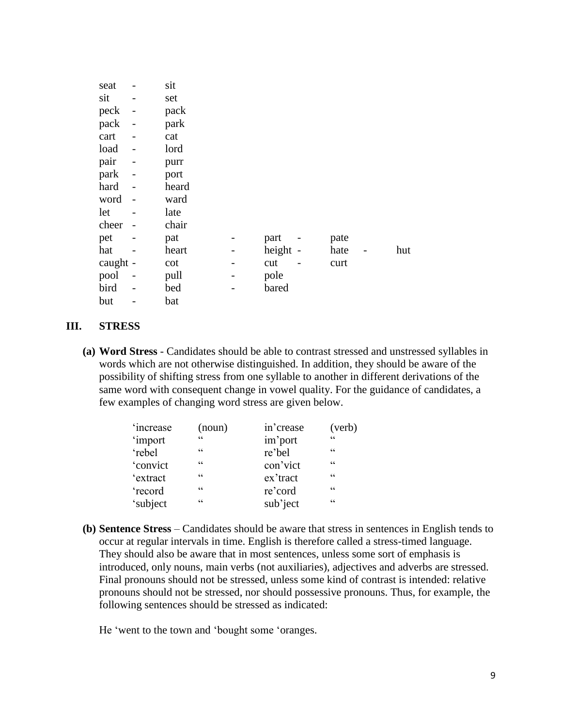seat - sit
sit - set
peck - pack
pack - park
cart - cat
load - lord
pair - purr
park - port
hard - heard
word - ward
let - late
cheer - chair
pet - pat - part - pate
hat - heart - height - hate - hut
caught - cot - cut - curt
pool - pull - pole
bird - bed - bared
but - bat

## III. STRESS

**(a) Word Stress** - Candidates should be able to contrast stressed and unstressed syllables in words which are not otherwise distinguished. In addition, they should be aware of the possibility of shifting stress from one syllable to another in different derivations of the same word with consequent change in vowel quality. For the guidance of candidates, a few examples of changing word stress are given below.

| | | | |
|---|---|---|---|
| ‘increase | (noun) | in’crease | (verb) |
| ‘import | “ | im’port | “ |
| ‘rebel | “ | re’bel | “ |
| ‘convict | “ | con’vict | “ |
| ‘extract | “ | ex’tract | “ |
| ‘record | “ | re’cord | “ |
| ‘subject | “ | sub’ject | “ |

**(b) Sentence Stress** – Candidates should be aware that stress in sentences in English tends to occur at regular intervals in time. English is therefore called a stress-timed language. They should also be aware that in most sentences, unless some sort of emphasis is introduced, only nouns, main verbs (not auxiliaries), adjectives and adverbs are stressed. Final pronouns should not be stressed, unless some kind of contrast is intended: relative pronouns should not be stressed, nor should possessive pronouns. Thus, for example, the following sentences should be stressed as indicated:

He ‘went to the town and ‘bought some ‘oranges.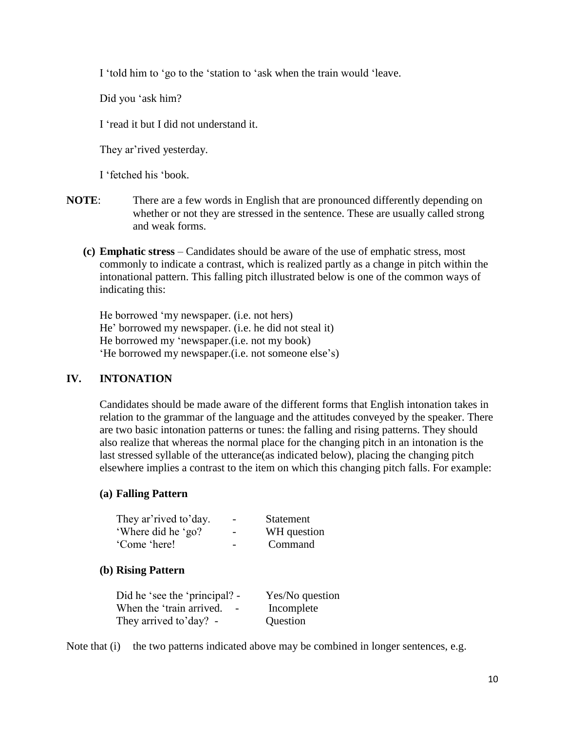I ‘told him to ‘go to the ‘station to ‘ask when the train would ‘leave.

Did you ‘ask him?

I ‘read it but I did not understand it.

They ar’rived yesterday.

I ‘fetched his ‘book.

**NOTE**: There are a few words in English that are pronounced differently depending on whether or not they are stressed in the sentence. These are usually called strong and weak forms.

**(c) Emphatic stress** – Candidates should be aware of the use of emphatic stress, most commonly to indicate a contrast, which is realized partly as a change in pitch within the intonational pattern. This falling pitch illustrated below is one of the common ways of indicating this:

He borrowed ‘my newspaper. (i.e. not hers)
He’ borrowed my newspaper. (i.e. he did not steal it)
He borrowed my ‘newspaper.(i.e. not my book)
‘He borrowed my newspaper.(i.e. not someone else’s)

## IV. INTONATION

Candidates should be made aware of the different forms that English intonation takes in relation to the grammar of the language and the attitudes conveyed by the speaker. There are two basic intonation patterns or tunes: the falling and rising patterns. They should also realize that whereas the normal place for the changing pitch in an intonation is the last stressed syllable of the utterance(as indicated below), placing the changing pitch elsewhere implies a contrast to the item on which this changing pitch falls. For example:

**(a) Falling Pattern**

| | | |
|---|---|---|
| They ar’rived to’day. | - | Statement |
| ‘Where did he ‘go? | - | WH question |
| ‘Come ‘here! | - | Command |

**(b) Rising Pattern**

| | | |
|---|---|---|
| Did he ‘see the ‘principal? | - | Yes/No question |
| When the ‘train arrived. | - | Incomplete |
| They arrived to’day? | - | Question |

Note that (i) the two patterns indicated above may be combined in longer sentences, e.g.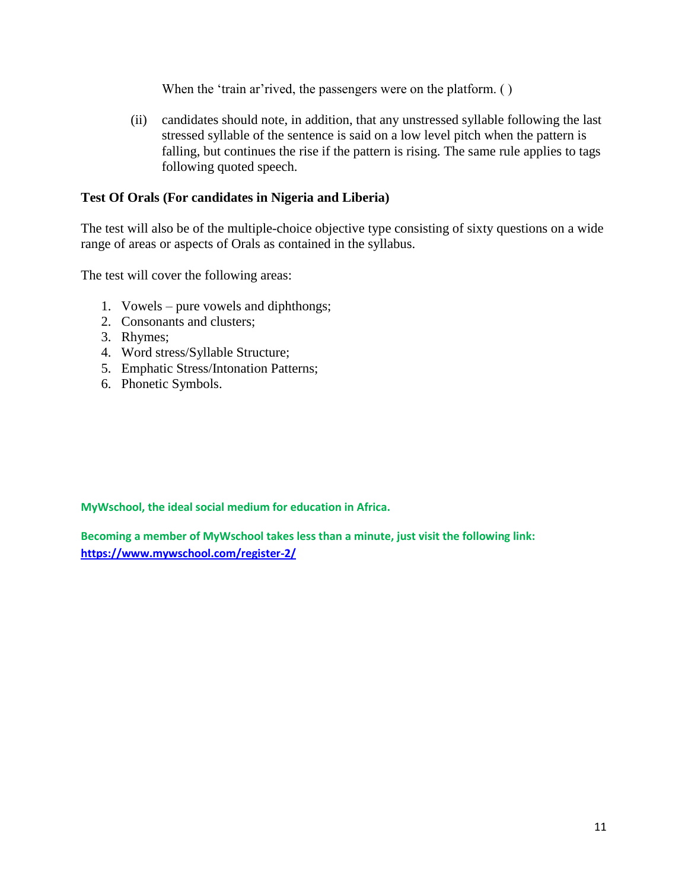When the 'train ar'rived, the passengers were on the platform. ( )

(ii) candidates should note, in addition, that any unstressed syllable following the last stressed syllable of the sentence is said on a low level pitch when the pattern is falling, but continues the rise if the pattern is rising. The same rule applies to tags following quoted speech.

**Test Of Orals (For candidates in Nigeria and Liberia)**

The test will also be of the multiple-choice objective type consisting of sixty questions on a wide range of areas or aspects of Orals as contained in the syllabus.

The test will cover the following areas:

1. Vowels – pure vowels and diphthongs;
2. Consonants and clusters;
3. Rhymes;
4. Word stress/Syllable Structure;
5. Emphatic Stress/Intonation Patterns;
6. Phonetic Symbols.

**MyWschool, the ideal social medium for education in Africa.**

**Becoming a member of MyWschool takes less than a minute, just visit the following link:** **https://www.mywschool.com/register-2/**